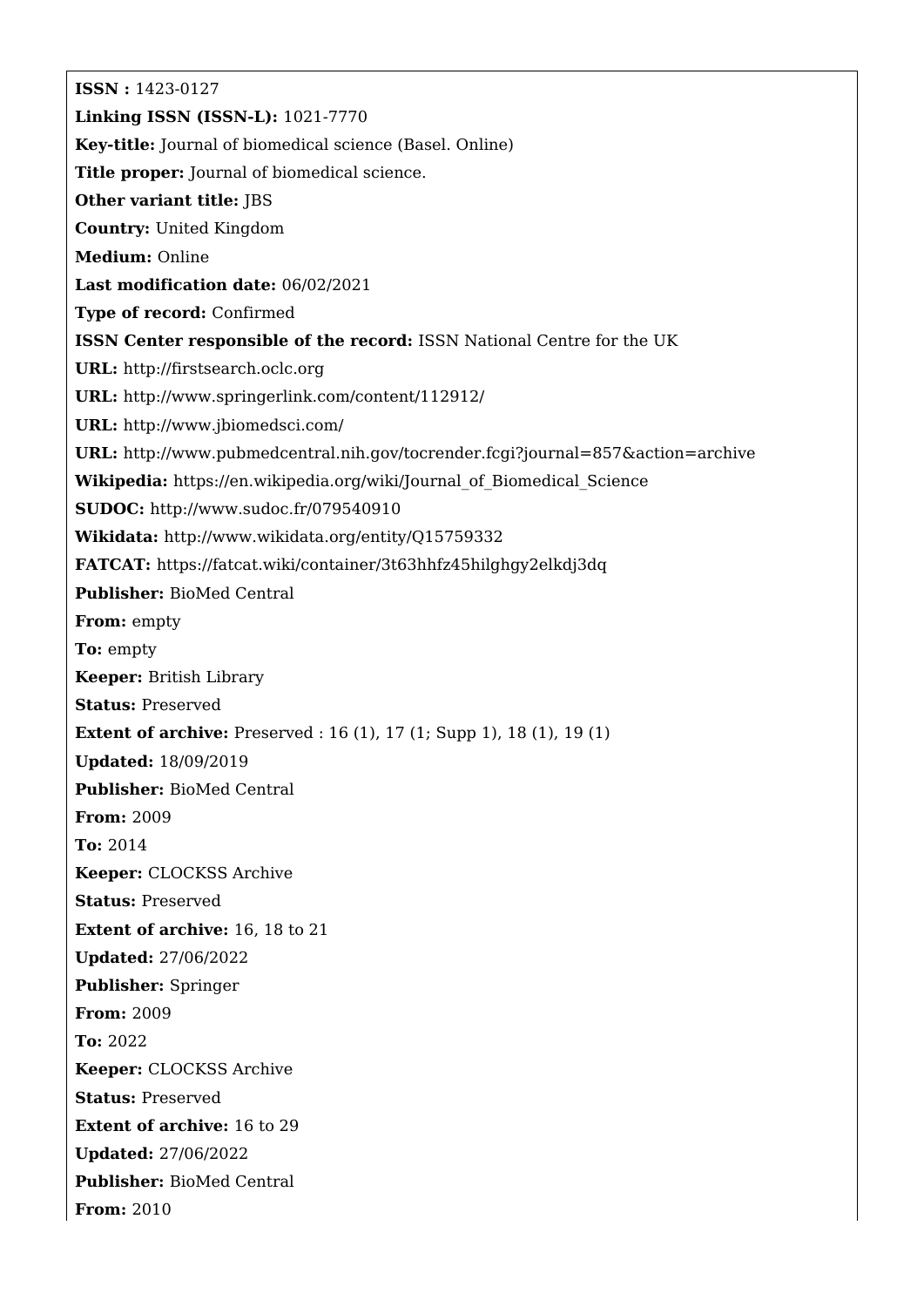**ISSN :** 1423-0127

**Linking ISSN (ISSN-L):** 1021-7770

**Key-title:** Journal of biomedical science (Basel. Online)

**Title proper:** Journal of biomedical science.

**Other variant title:** JBS

**Country:** United Kingdom

**Medium:** Online

**Last modification date:** 06/02/2021

**Type of record:** Confirmed

**ISSN Center responsible of the record:** ISSN National Centre for the UK

**URL:** http://firstsearch.oclc.org

**URL:** http://www.springerlink.com/content/112912/

**URL:** http://www.jbiomedsci.com/

**URL:** http://www.pubmedcentral.nih.gov/tocrender.fcgi?journal=857&action=archive

**Wikipedia:** https://en.wikipedia.org/wiki/Journal_of_Biomedical_Science

**SUDOC:** http://www.sudoc.fr/079540910

**Wikidata:** http://www.wikidata.org/entity/Q15759332

**FATCAT:** https://fatcat.wiki/container/3t63hhfz45hilghgy2elkdj3dq

**Publisher:** BioMed Central

**From:** empty

**To:** empty

**Keeper:** British Library

**Status:** Preserved

**Extent of archive:** Preserved : 16 (1), 17 (1; Supp 1), 18 (1), 19 (1)

**Updated:** 18/09/2019

**Publisher:** BioMed Central

**From:** 2009

**To:** 2014

**Keeper:** CLOCKSS Archive

**Status:** Preserved

**Extent of archive:** 16, 18 to 21

**Updated:** 27/06/2022

**Publisher:** Springer

**From:** 2009

**To:** 2022

**Keeper:** CLOCKSS Archive

**Status:** Preserved

**Extent of archive:** 16 to 29

**Updated:** 27/06/2022

**Publisher:** BioMed Central

**From:** 2010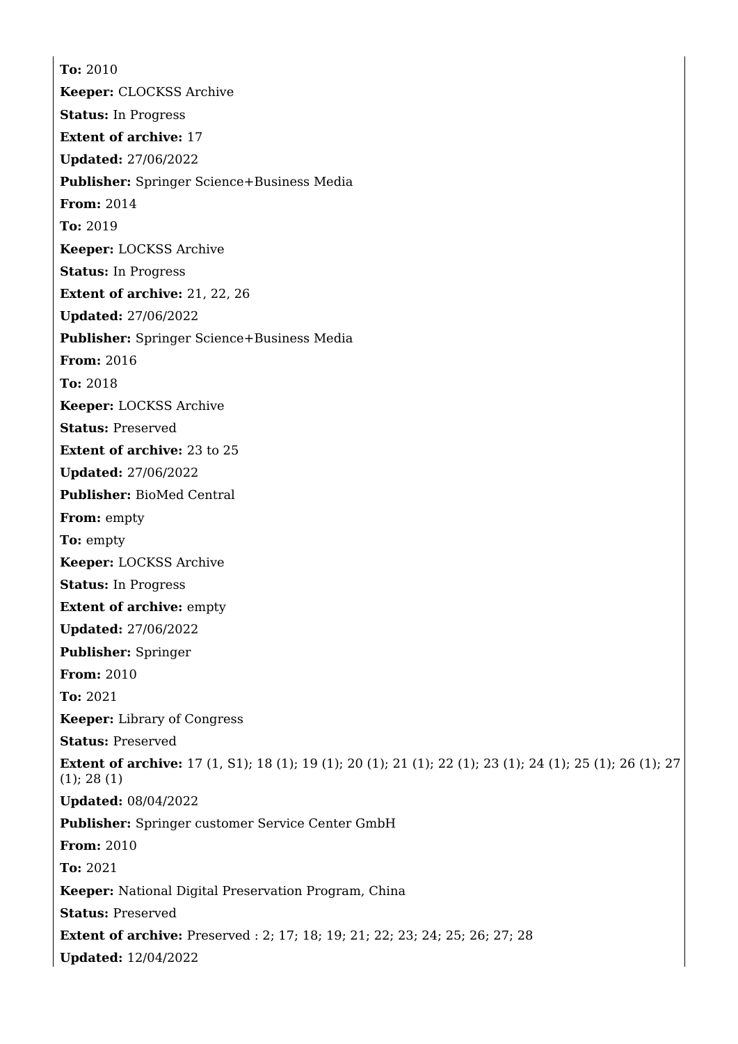**To:** 2010

**Keeper:** CLOCKSS Archive

**Status:** In Progress

**Extent of archive:** 17

**Updated:** 27/06/2022

**Publisher:** Springer Science+Business Media

**From:** 2014

**To:** 2019

**Keeper:** LOCKSS Archive

**Status:** In Progress

**Extent of archive:** 21, 22, 26

**Updated:** 27/06/2022

**Publisher:** Springer Science+Business Media

**From:** 2016

**To:** 2018

**Keeper:** LOCKSS Archive

**Status:** Preserved

**Extent of archive:** 23 to 25

**Updated:** 27/06/2022

**Publisher:** BioMed Central

**From:** empty

**To:** empty

**Keeper:** LOCKSS Archive

**Status:** In Progress

**Extent of archive:** empty

**Updated:** 27/06/2022

**Publisher:** Springer

**From:** 2010

**To:** 2021

**Keeper:** Library of Congress

**Status:** Preserved

**Extent of archive:** 17 (1, S1); 18 (1); 19 (1); 20 (1); 21 (1); 22 (1); 23 (1); 24 (1); 25 (1); 26 (1); 27 (1); 28 (1)

**Updated:** 08/04/2022

**Publisher:** Springer customer Service Center GmbH

**From:** 2010

**To:** 2021

**Keeper:** National Digital Preservation Program, China

**Status:** Preserved

**Extent of archive:** Preserved : 2; 17; 18; 19; 21; 22; 23; 24; 25; 26; 27; 28

**Updated:** 12/04/2022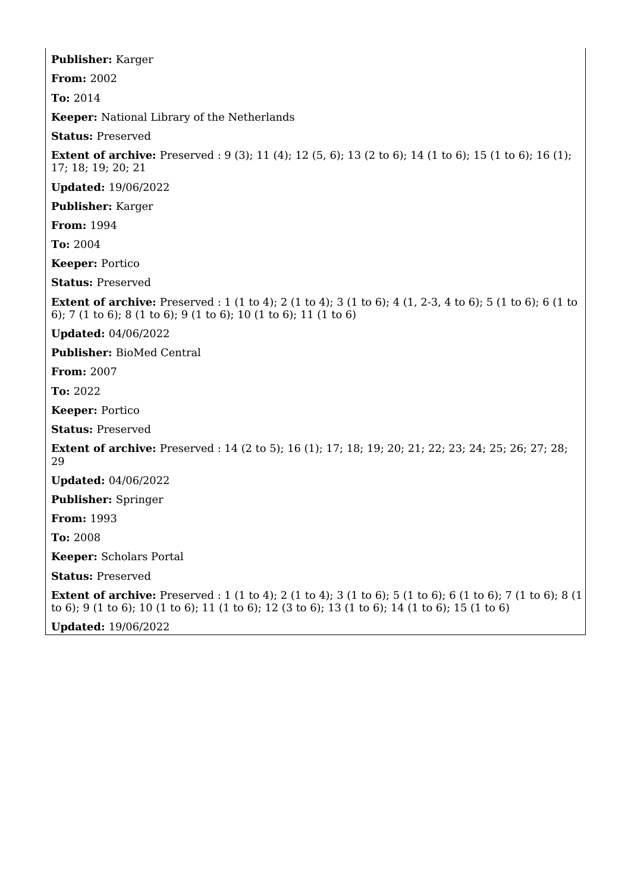**Publisher:** Karger

**From:** 2002

**To:** 2014

**Keeper:** National Library of the Netherlands

**Status:** Preserved

**Extent of archive:** Preserved : 9 (3); 11 (4); 12 (5, 6); 13 (2 to 6); 14 (1 to 6); 15 (1 to 6); 16 (1); 17; 18; 19; 20; 21

**Updated:** 19/06/2022

**Publisher:** Karger

**From:** 1994

**To:** 2004

**Keeper:** Portico

**Status:** Preserved

**Extent of archive:** Preserved : 1 (1 to 4); 2 (1 to 4); 3 (1 to 6); 4 (1, 2-3, 4 to 6); 5 (1 to 6); 6 (1 to 6); 7 (1 to 6); 8 (1 to 6); 9 (1 to 6); 10 (1 to 6); 11 (1 to 6)

**Updated:** 04/06/2022

**Publisher:** BioMed Central

**From:** 2007

**To:** 2022

**Keeper:** Portico

**Status:** Preserved

**Extent of archive:** Preserved : 14 (2 to 5); 16 (1); 17; 18; 19; 20; 21; 22; 23; 24; 25; 26; 27; 28; 29

**Updated:** 04/06/2022

**Publisher:** Springer

**From:** 1993

**To:** 2008

**Keeper:** Scholars Portal

**Status:** Preserved

**Extent of archive:** Preserved : 1 (1 to 4); 2 (1 to 4); 3 (1 to 6); 5 (1 to 6); 6 (1 to 6); 7 (1 to 6); 8 (1 to 6); 9 (1 to 6); 10 (1 to 6); 11 (1 to 6); 12 (3 to 6); 13 (1 to 6); 14 (1 to 6); 15 (1 to 6)

**Updated:** 19/06/2022